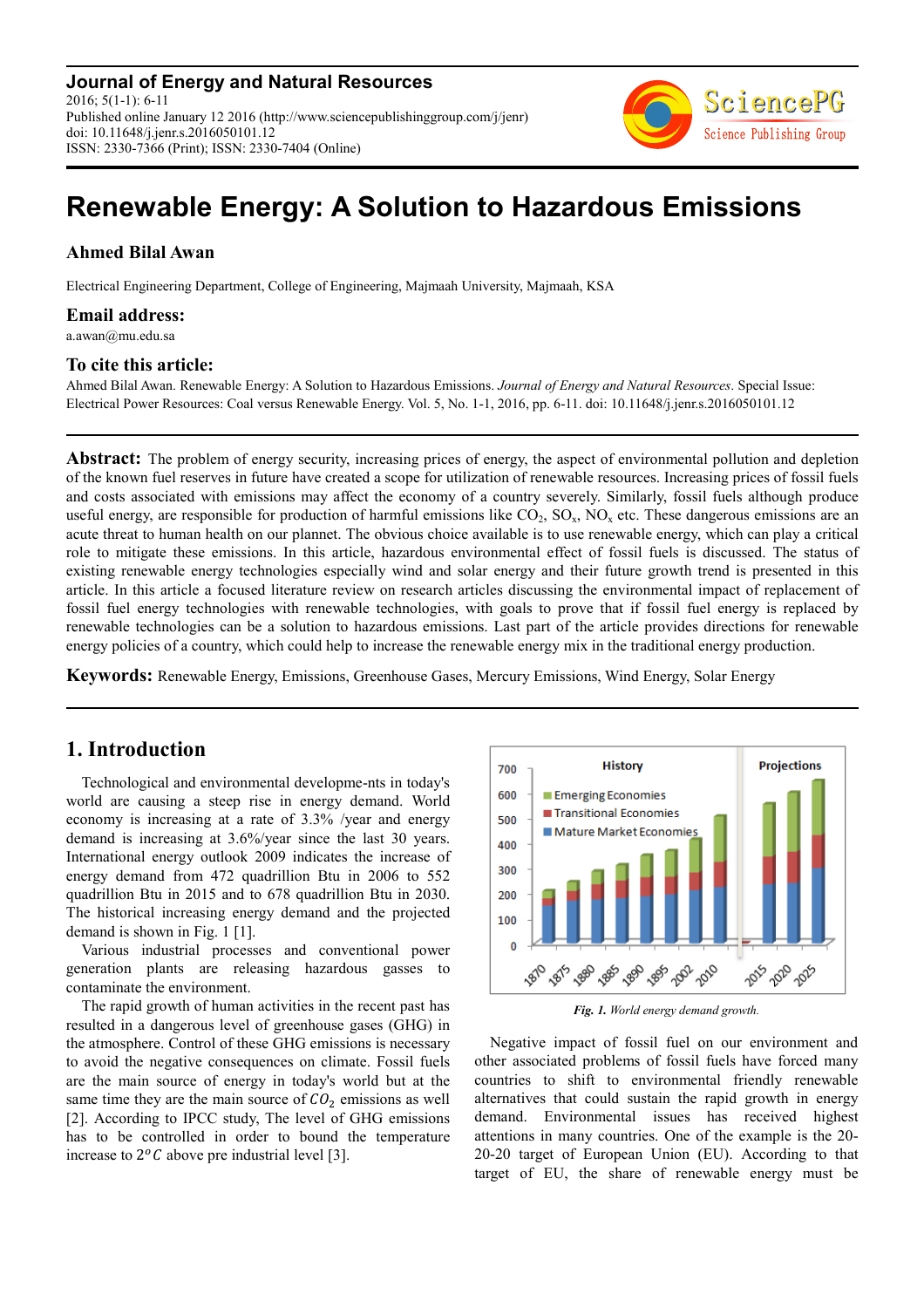# Renewable Energy: A Solution to Hazardous Emissions

**Ahmed Bilal Awan**

Electrical Engineering Department, College of Engineering, Majmaah University, Majmaah, KSA

### Email address:

a.awan@mu.edu.sa

### To cite this article:

Ahmed Bilal Awan. Renewable Energy: A Solution to Hazardous Emissions. *Journal of Energy and Natural Resources*. Special Issue: Electrical Power Resources: Coal versus Renewable Energy. Vol. 5, No. 1-1, 2016, pp. 6-11. doi: 10.11648/j.jenr.s.2016050101.12

---

**Abstract:** The problem of energy security, increasing prices of energy, the aspect of environmental pollution and depletion of the known fuel reserves in future have created a scope for utilization of renewable resources. Increasing prices of fossil fuels and costs associated with emissions may affect the economy of a country severely. Similarly, fossil fuels although produce useful energy, are responsible for production of harmful emissions like $CO_2$, $SO_x$, $NO_x$ etc. These dangerous emissions are an acute threat to human health on our plannet. The obvious choice available is to use renewable energy, which can play a critical role to mitigate these emissions. In this article, hazardous environmental effect of fossil fuels is discussed. The status of existing renewable energy technologies especially wind and solar energy and their future growth trend is presented in this article. In this article a focused literature review on research articles discussing the environmental impact of replacement of fossil fuel energy technologies with renewable technologies, with goals to prove that if fossil fuel energy is replaced by renewable technologies can be a solution to hazardous emissions. Last part of the article provides directions for renewable energy policies of a country, which could help to increase the renewable energy mix in the traditional energy production.

**Keywords:** Renewable Energy, Emissions, Greenhouse Gases, Mercury Emissions, Wind Energy, Solar Energy

---

## 1. Introduction

Technological and environmental developme-nts in today's world are causing a steep rise in energy demand. World economy is increasing at a rate of 3.3% /year and energy demand is increasing at 3.6%/year since the last 30 years. International energy outlook 2009 indicates the increase of energy demand from 472 quadrillion Btu in 2006 to 552 quadrillion Btu in 2015 and to 678 quadrillion Btu in 2030. The historical increasing energy demand and the projected demand is shown in Fig. 1 [1].

Various industrial processes and conventional power generation plants are releasing hazardous gasses to contaminate the environment.

The rapid growth of human activities in the recent past has resulted in a dangerous level of greenhouse gases (GHG) in the atmosphere. Control of these GHG emissions is necessary to avoid the negative consequences on climate. Fossil fuels are the main source of energy in today's world but at the same time they are the main source of $CO_2$ emissions as well [2]. According to IPCC study, The level of GHG emissions has to be controlled in order to bound the temperature increase to $2^oC$ above pre industrial level [3].

*Fig. 1. World energy demand growth.*

Negative impact of fossil fuel on our environment and other associated problems of fossil fuels have forced many countries to shift to environmental friendly renewable alternatives that could sustain the rapid growth in energy demand. Environmental issues has received highest attentions in many countries. One of the example is the 20-20-20 target of European Union (EU). According to that target of EU, the share of renewable energy must be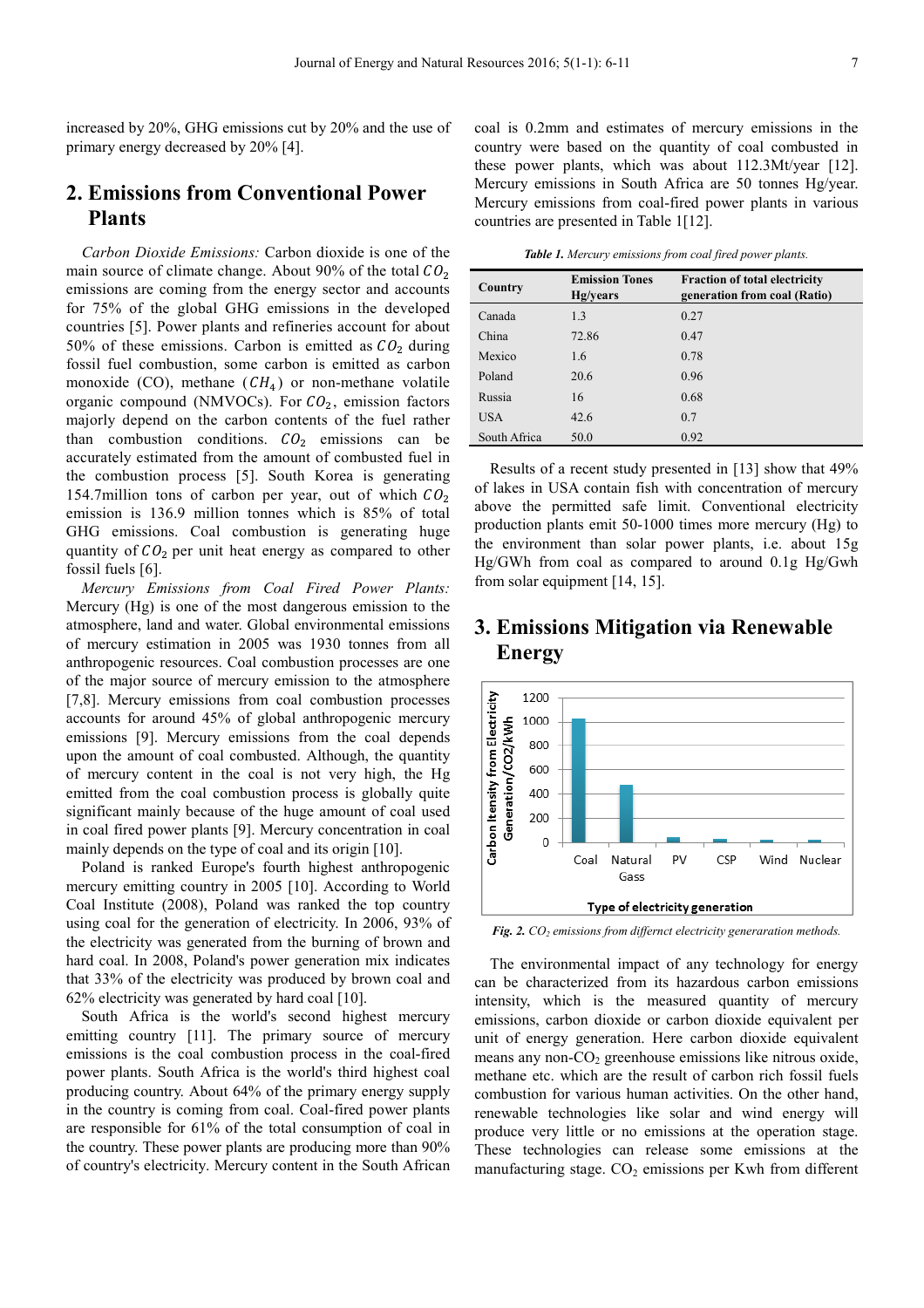increased by 20%, GHG emissions cut by 20% and the use of primary energy decreased by 20% [4].

## 2. Emissions from Conventional Power Plants

*Carbon Dioxide Emissions:* Carbon dioxide is one of the main source of climate change. About 90% of the total $CO_2$ emissions are coming from the energy sector and accounts for 75% of the global GHG emissions in the developed countries [5]. Power plants and refineries account for about 50% of these emissions. Carbon is emitted as $CO_2$ during fossil fuel combustion, some carbon is emitted as carbon monoxide (CO), methane ($CH_4$) or non-methane volatile organic compound (NMVOCs). For $CO_2$, emission factors majorly depend on the carbon contents of the fuel rather than combustion conditions. $CO_2$ emissions can be accurately estimated from the amount of combusted fuel in the combustion process [5]. South Korea is generating 154.7million tons of carbon per year, out of which $CO_2$ emission is 136.9 million tonnes which is 85% of total GHG emissions. Coal combustion is generating huge quantity of $CO_2$ per unit heat energy as compared to other fossil fuels [6].

*Mercury Emissions from Coal Fired Power Plants:* Mercury (Hg) is one of the most dangerous emission to the atmosphere, land and water. Global environmental emissions of mercury estimation in 2005 was 1930 tonnes from all anthropogenic resources. Coal combustion processes are one of the major source of mercury emission to the atmosphere [7,8]. Mercury emissions from coal combustion processes accounts for around 45% of global anthropogenic mercury emissions [9]. Mercury emissions from the coal depends upon the amount of coal combusted. Although, the quantity of mercury content in the coal is not very high, the Hg emitted from the coal combustion process is globally quite significant mainly because of the huge amount of coal used in coal fired power plants [9]. Mercury concentration in coal mainly depends on the type of coal and its origin [10].

Poland is ranked Europe's fourth highest anthropogenic mercury emitting country in 2005 [10]. According to World Coal Institute (2008), Poland was ranked the top country using coal for the generation of electricity. In 2006, 93% of the electricity was generated from the burning of brown and hard coal. In 2008, Poland's power generation mix indicates that 33% of the electricity was produced by brown coal and 62% electricity was generated by hard coal [10].

South Africa is the world's second highest mercury emitting country [11]. The primary source of mercury emissions is the coal combustion process in the coal-fired power plants. South Africa is the world's third highest coal producing country. About 64% of the primary energy supply in the country is coming from coal. Coal-fired power plants are responsible for 61% of the total consumption of coal in the country. These power plants are producing more than 90% of country's electricity. Mercury content in the South African coal is 0.2mm and estimates of mercury emissions in the country were based on the quantity of coal combusted in these power plants, which was about 112.3Mt/year [12]. Mercury emissions in South Africa are 50 tonnes Hg/year. Mercury emissions from coal-fired power plants in various countries are presented in Table 1[12].

***Table 1.*** *Mercury emissions from coal fired power plants.*

| Country | Emission Tones Hg/years | Fraction of total electricity generation from coal (Ratio) |
|---|---|---|
| Canada | 1.3 | 0.27 |
| China | 72.86 | 0.47 |
| Mexico | 1.6 | 0.78 |
| Poland | 20.6 | 0.96 |
| Russia | 16 | 0.68 |
| USA | 42.6 | 0.7 |
| South Africa | 50.0 | 0.92 |

Results of a recent study presented in [13] show that 49% of lakes in USA contain fish with concentration of mercury above the permitted safe limit. Conventional electricity production plants emit 50-1000 times more mercury (Hg) to the environment than solar power plants, i.e. about 15g Hg/GWh from coal as compared to around 0.1g Hg/Gwh from solar equipment [14, 15].

## 3. Emissions Mitigation via Renewable Energy

***Fig. 2.*** *$CO_2$ emissions from differnct electricity genераration methods.*

The environmental impact of any technology for energy can be characterized from its hazardous carbon emissions intensity, which is the measured quantity of mercury emissions, carbon dioxide or carbon dioxide equivalent per unit of energy generation. Here carbon dioxide equivalent means any non-$CO_2$ greenhouse emissions like nitrous oxide, methane etc. which are the result of carbon rich fossil fuels combustion for various human activities. On the other hand, renewable technologies like solar and wind energy will produce very little or no emissions at the operation stage. These technologies can release some emissions at the manufacturing stage. $CO_2$ emissions per Kwh from different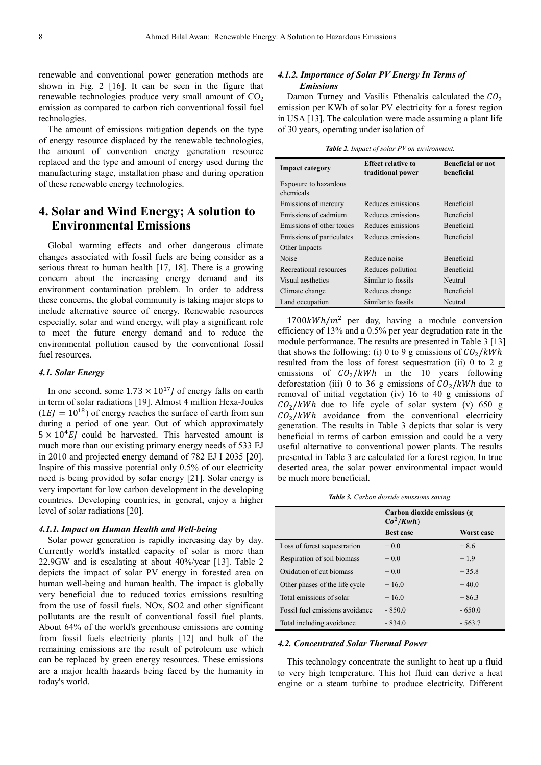renewable and conventional power generation methods are shown in Fig. 2 [16]. It can be seen in the figure that renewable technologies produce very small amount of $CO_2$ emission as compared to carbon rich conventional fossil fuel technologies.

The amount of emissions mitigation depends on the type of energy resource displaced by the renewable technologies, the amount of convention energy generation resource replaced and the type and amount of energy used during the manufacturing stage, installation phase and during operation of these renewable energy technologies.

## 4. Solar and Wind Energy; A solution to Environmental Emissions

Global warming effects and other dangerous climate changes associated with fossil fuels are being consider as a serious threat to human health [17, 18]. There is a growing concern about the increasing energy demand and its environment contamination problem. In order to address these concerns, the global community is taking major steps to include alternative source of energy. Renewable resources especially, solar and wind energy, will play a significant role to meet the future energy demand and to reduce the environmental pollution caused by the conventional fossil fuel resources.

### *4.1. Solar Energy*

In one second, some $1.73 \times 10^{17} J$ of energy falls on earth in term of solar radiations [19]. Almost 4 million Hexa-Joules ($1EJ = 10^{18}$) of energy reaches the surface of earth from sun during a period of one year. Out of which approximately $5 \times 10^4 EJ$ could be harvested. This harvested amount is much more than our existing primary energy needs of 533 EJ in 2010 and projected energy demand of 782 EJ I 2035 [20]. Inspire of this massive potential only 0.5% of our electricity need is being provided by solar energy [21]. Solar energy is very important for low carbon development in the developing countries. Developing countries, in general, enjoy a higher level of solar radiations [20].

#### *4.1.1. Impact on Human Health and Well-being*

Solar power generation is rapidly increasing day by day. Currently world's installed capacity of solar is more than 22.9GW and is escalating at about 40%/year [13]. Table 2 depicts the impact of solar PV energy in forested area on human well-being and human health. The impact is globally very beneficial due to reduced toxics emissions resulting from the use of fossil fuels. NOx, SO2 and other significant pollutants are the result of conventional fossil fuel plants. About 64% of the world's greenhouse emissions are coming from fossil fuels electricity plants [12] and bulk of the remaining emissions are the result of petroleum use which can be replaced by green energy resources. These emissions are a major health hazards being faced by the humanity in today's world.

#### *4.1.2. Importance of Solar PV Energy In Terms of Emissions*

Damon Turney and Vasilis Fthenakis calculated the $CO_2$ emission per KWh of solar PV electricity for a forest region in USA [13]. The calculation were made assuming a plant life of 30 years, operating under isolation of

***Table 2.*** *Impact of solar PV on environment.*

| Impact category | Effect relative to traditional power | Beneficial or not beneficial |
|---|---|---|
| Exposure to hazardous chemicals | | |
| Emissions of mercury | Reduces emissions | Beneficial |
| Emissions of cadmium | Reduces emissions | Beneficial |
| Emissions of other toxics | Reduces emissions | Beneficial |
| Emissions of particulates | Reduces emissions | Beneficial |
| Other Impacts | | |
| Noise | Reduce noise | Beneficial |
| Recreational resources | Reduces pollution | Beneficial |
| Visual aesthetics | Similar to fossils | Neutral |
| Climate change | Reduces change | Beneficial |
| Land occupation | Similar to fossils | Neutral |

$1700 kWh/m^2$ per day, having a module conversion efficiency of 13% and a 0.5% per year degradation rate in the module performance. The results are presented in Table 3 [13] that shows the following: (i) 0 to 9 g emissions of $CO_2/kWh$ resulted from the loss of forest sequestration (ii) 0 to 2 g emissions of $CO_2/kWh$ in the 10 years following deforestation (iii) 0 to 36 g emissions of $CO_2/kWh$ due to removal of initial vegetation (iv) 16 to 40 g emissions of $CO_2/kWh$ due to life cycle of solar system (v) 650 g $CO_2/kWh$ avoidance from the conventional electricity generation. The results in Table 3 depicts that solar is very beneficial in terms of carbon emission and could be a very useful alternative to conventional power plants. The results presented in Table 3 are calculated for a forest region. In true deserted area, the solar power environmental impact would be much more beneficial.

***Table 3.*** *Carbon dioxide emissions saving.*

| | Carbon dioxide emissions (g $Co^2/Kwh$) | |
|---|---|---|
| | **Best case** | **Worst case** |
| Loss of forest sequestration | + 0.0 | + 8.6 |
| Respiration of soil biomass | + 0.0 | + 1.9 |
| Oxidation of cut biomass | + 0.0 | + 35.8 |
| Other phases of the life cycle | + 16.0 | + 40.0 |
| Total emissions of solar | + 16.0 | + 86.3 |
| Fossil fuel emissions avoidance | - 850.0 | - 650.0 |
| Total including avoidance | - 834.0 | - 563.7 |

### *4.2. Concentrated Solar Thermal Power*

This technology concentrate the sunlight to heat up a fluid to very high temperature. This hot fluid can derive a heat engine or a steam turbine to produce electricity. Different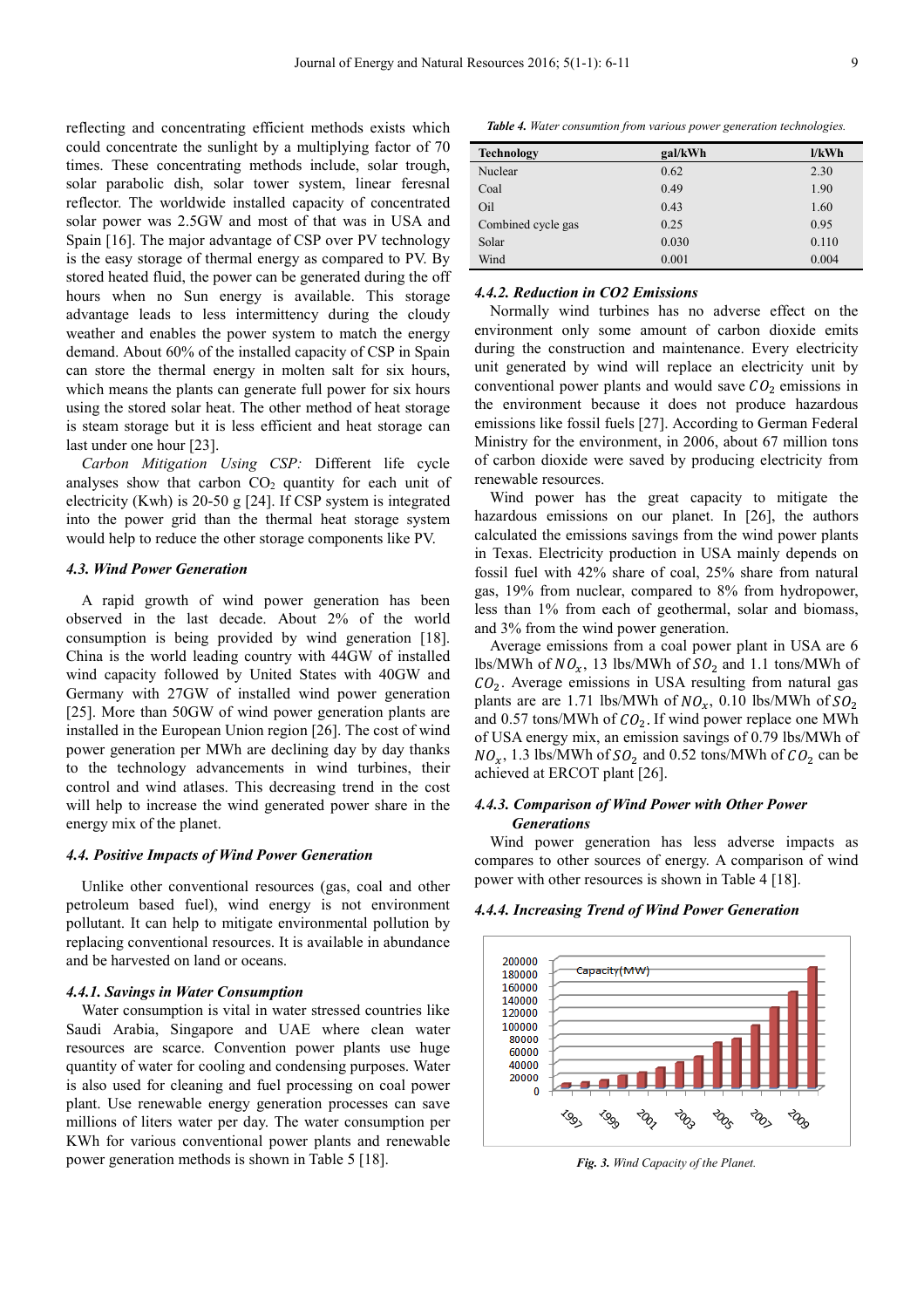reflecting and concentrating efficient methods exists which could concentrate the sunlight by a multiplying factor of 70 times. These concentrating methods include, solar trough, solar parabolic dish, solar tower system, linear feresnal reflector. The worldwide installed capacity of concentrated solar power was 2.5GW and most of that was in USA and Spain [16]. The major advantage of CSP over PV technology is the easy storage of thermal energy as compared to PV. By stored heated fluid, the power can be generated during the off hours when no Sun energy is available. This storage advantage leads to less intermittency during the cloudy weather and enables the power system to match the energy demand. About 60% of the installed capacity of CSP in Spain can store the thermal energy in molten salt for six hours, which means the plants can generate full power for six hours using the stored solar heat. The other method of heat storage is steam storage but it is less efficient and heat storage can last under one hour [23].

*Carbon Mitigation Using CSP:* Different life cycle analyses show that carbon $CO_2$ quantity for each unit of electricity (Kwh) is 20-50 g [24]. If CSP system is integrated into the power grid than the thermal heat storage system would help to reduce the other storage components like PV.

### 4.3. Wind Power Generation

A rapid growth of wind power generation has been observed in the last decade. About 2% of the world consumption is being provided by wind generation [18]. China is the world leading country with 44GW of installed wind capacity followed by United States with 40GW and Germany with 27GW of installed wind power generation [25]. More than 50GW of wind power generation plants are installed in the European Union region [26]. The cost of wind power generation per MWh are declining day by day thanks to the technology advancements in wind turbines, their control and wind atlases. This decreasing trend in the cost will help to increase the wind generated power share in the energy mix of the planet.

### 4.4. Positive Impacts of Wind Power Generation

Unlike other conventional resources (gas, coal and other petroleum based fuel), wind energy is not environment pollutant. It can help to mitigate environmental pollution by replacing conventional resources. It is available in abundance and be harvested on land or oceans.

#### 4.4.1. Savings in Water Consumption

Water consumption is vital in water stressed countries like Saudi Arabia, Singapore and UAE where clean water resources are scarce. Convention power plants use huge quantity of water for cooling and condensing purposes. Water is also used for cleaning and fuel processing on coal power plant. Use renewable energy generation processes can save millions of liters water per day. The water consumption per KWh for various conventional power plants and renewable power generation methods is shown in Table 5 [18].

*Table 4. Water consumtion from various power generation technologies.*

| Technology | gal/kWh | l/kWh |
|---|---|---|
| Nuclear | 0.62 | 2.30 |
| Coal | 0.49 | 1.90 |
| Oil | 0.43 | 1.60 |
| Combined cycle gas | 0.25 | 0.95 |
| Solar | 0.030 | 0.110 |
| Wind | 0.001 | 0.004 |

#### 4.4.2. Reduction in CO2 Emissions

Normally wind turbines has no adverse effect on the environment only some amount of carbon dioxide emits during the construction and maintenance. Every electricity unit generated by wind will replace an electricity unit by conventional power plants and would save $CO_2$ emissions in the environment because it does not produce hazardous emissions like fossil fuels [27]. According to German Federal Ministry for the environment, in 2006, about 67 million tons of carbon dioxide were saved by producing electricity from renewable resources.

Wind power has the great capacity to mitigate the hazardous emissions on our planet. In [26], the authors calculated the emissions savings from the wind power plants in Texas. Electricity production in USA mainly depends on fossil fuel with 42% share of coal, 25% share from natural gas, 19% from nuclear, compared to 8% from hydropower, less than 1% from each of geothermal, solar and biomass, and 3% from the wind power generation.

Average emissions from a coal power plant in USA are 6 lbs/MWh of $NO_x$, 13 lbs/MWh of $SO_2$ and 1.1 tons/MWh of $CO_2$. Average emissions in USA resulting from natural gas plants are are 1.71 lbs/MWh of $NO_x$, 0.10 lbs/MWh of $SO_2$ and 0.57 tons/MWh of $CO_2$. If wind power replace one MWh of USA energy mix, an emission savings of 0.79 lbs/MWh of $NO_x$, 1.3 lbs/MWh of $SO_2$ and 0.52 tons/MWh of $CO_2$ can be achieved at ERCOT plant [26].

#### 4.4.3. Comparison of Wind Power with Other Power Generations

Wind power generation has less adverse impacts as compares to other sources of energy. A comparison of wind power with other resources is shown in Table 4 [18].

#### 4.4.4. Increasing Trend of Wind Power Generation

*Fig. 3. Wind Capacity of the Planet.*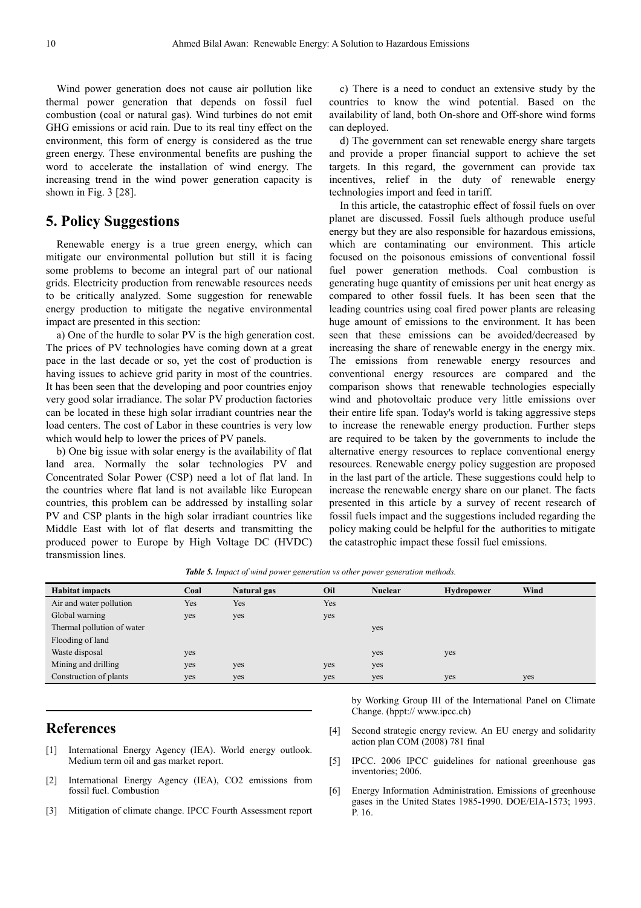Wind power generation does not cause air pollution like thermal power generation that depends on fossil fuel combustion (coal or natural gas). Wind turbines do not emit GHG emissions or acid rain. Due to its real tiny effect on the environment, this form of energy is considered as the true green energy. These environmental benefits are pushing the word to accelerate the installation of wind energy. The increasing trend in the wind power generation capacity is shown in Fig. 3 [28].

## 5. Policy Suggestions

Renewable energy is a true green energy, which can mitigate our environmental pollution but still it is facing some problems to become an integral part of our national grids. Electricity production from renewable resources needs to be critically analyzed. Some suggestion for renewable energy production to mitigate the negative environmental impact are presented in this section:

a) One of the hurdle to solar PV is the high generation cost. The prices of PV technologies have coming down at a great pace in the last decade or so, yet the cost of production is having issues to achieve grid parity in most of the countries. It has been seen that the developing and poor countries enjoy very good solar irradiance. The solar PV production factories can be located in these high solar irradiant countries near the load centers. The cost of Labor in these countries is very low which would help to lower the prices of PV panels.

b) One big issue with solar energy is the availability of flat land area. Normally the solar technologies PV and Concentrated Solar Power (CSP) need a lot of flat land. In the countries where flat land is not available like European countries, this problem can be addressed by installing solar PV and CSP plants in the high solar irradiant countries like Middle East with lot of flat deserts and transmitting the produced power to Europe by High Voltage DC (HVDC) transmission lines.

c) There is a need to conduct an extensive study by the countries to know the wind potential. Based on the availability of land, both On-shore and Off-shore wind forms can deployed.

d) The government can set renewable energy share targets and provide a proper financial support to achieve the set targets. In this regard, the government can provide tax incentives, relief in the duty of renewable energy technologies import and feed in tariff.

In this article, the catastrophic effect of fossil fuels on over planet are discussed. Fossil fuels although produce useful energy but they are also responsible for hazardous emissions, which are contaminating our environment. This article focused on the poisonous emissions of conventional fossil fuel power generation methods. Coal combustion is generating huge quantity of emissions per unit heat energy as compared to other fossil fuels. It has been seen that the leading countries using coal fired power plants are releasing huge amount of emissions to the environment. It has been seen that these emissions can be avoided/decreased by increasing the share of renewable energy in the energy mix. The emissions from renewable energy resources and conventional energy resources are compared and the comparison shows that renewable technologies especially wind and photovoltaic produce very little emissions over their entire life span. Today's world is taking aggressive steps to increase the renewable energy production. Further steps are required to be taken by the governments to include the alternative energy resources to replace conventional energy resources. Renewable energy policy suggestion are proposed in the last part of the article. These suggestions could help to increase the renewable energy share on our planet. The facts presented in this article by a survey of recent research of fossil fuels impact and the suggestions included regarding the policy making could be helpful for the authorities to mitigate the catastrophic impact these fossil fuel emissions.

***Table 5.*** *Impact of wind power generation vs other power generation methods.*

| Habitat impacts | Coal | Natural gas | Oil | Nuclear | Hydropower | Wind |
|---|---|---|---|---|---|---|
| Air and water pollution | Yes | Yes | Yes | | | |
| Global warning | yes | yes | yes | | | |
| Thermal pollution of water | | | | yes | | |
| Flooding of land | | | | | | |
| Waste disposal | yes | | | yes | yes | |
| Mining and drilling | yes | yes | yes | yes | | |
| Construction of plants | yes | yes | yes | yes | yes | yes |

## References

[1] International Energy Agency (IEA). World energy outlook. Medium term oil and gas market report.

[2] International Energy Agency (IEA), CO2 emissions from fossil fuel. Combustion

[3] Mitigation of climate change. IPCC Fourth Assessment report by Working Group III of the International Panel on Climate Change. (hppt:// www.ipcc.ch)

[4] Second strategic energy review. An EU energy and solidarity action plan COM (2008) 781 final

[5] IPCC. 2006 IPCC guidelines for national greenhouse gas inventories; 2006.

[6] Energy Information Administration. Emissions of greenhouse gases in the United States 1985-1990. DOE/EIA-1573; 1993. P. 16.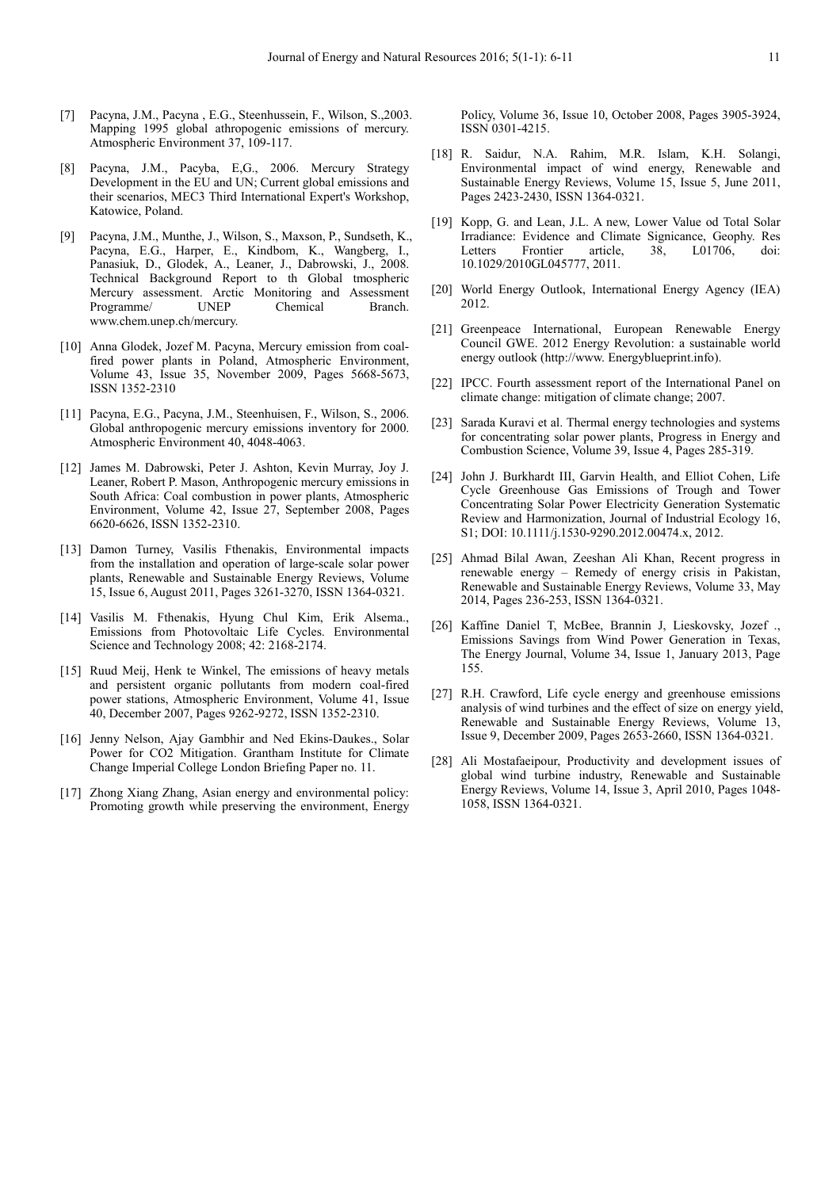[7] Pacyna, J.M., Pacyna , E.G., Steenhussein, F., Wilson, S.,2003. Mapping 1995 global athropogenic emissions of mercury. Atmospheric Environment 37, 109-117.

[8] Pacyna, J.M., Pacyba, E,G., 2006. Mercury Strategy Development in the EU and UN; Current global emissions and their scenarios, MEC3 Third International Expert's Workshop, Katowice, Poland.

[9] Pacyna, J.M., Munthe, J., Wilson, S., Maxson, P., Sundseth, K., Pacyna, E.G., Harper, E., Kindbom, K., Wangberg, I., Panasiuk, D., Glodek, A., Leaner, J., Dabrowski, J., 2008. Technical Background Report to th Global tmospheric Mercury assessment. Arctic Monitoring and Assessment Programme/ UNEP Chemical Branch. www.chem.unep.ch/mercury.

[10] Anna Glodek, Jozef M. Pacyna, Mercury emission from coal-fired power plants in Poland, Atmospheric Environment, Volume 43, Issue 35, November 2009, Pages 5668-5673, ISSN 1352-2310

[11] Pacyna, E.G., Pacyna, J.M., Steenhuisen, F., Wilson, S., 2006. Global anthropogenic mercury emissions inventory for 2000. Atmospheric Environment 40, 4048-4063.

[12] James M. Dabrowski, Peter J. Ashton, Kevin Murray, Joy J. Leaner, Robert P. Mason, Anthropogenic mercury emissions in South Africa: Coal combustion in power plants, Atmospheric Environment, Volume 42, Issue 27, September 2008, Pages 6620-6626, ISSN 1352-2310.

[13] Damon Turney, Vasilis Fthenakis, Environmental impacts from the installation and operation of large-scale solar power plants, Renewable and Sustainable Energy Reviews, Volume 15, Issue 6, August 2011, Pages 3261-3270, ISSN 1364-0321.

[14] Vasilis M. Fthenakis, Hyung Chul Kim, Erik Alsema., Emissions from Photovoltaic Life Cycles. Environmental Science and Technology 2008; 42: 2168-2174.

[15] Ruud Meij, Henk te Winkel, The emissions of heavy metals and persistent organic pollutants from modern coal-fired power stations, Atmospheric Environment, Volume 41, Issue 40, December 2007, Pages 9262-9272, ISSN 1352-2310.

[16] Jenny Nelson, Ajay Gambhir and Ned Ekins-Daukes., Solar Power for CO2 Mitigation. Grantham Institute for Climate Change Imperial College London Briefing Paper no. 11.

[17] Zhong Xiang Zhang, Asian energy and environmental policy: Promoting growth while preserving the environment, Energy Policy, Volume 36, Issue 10, October 2008, Pages 3905-3924, ISSN 0301-4215.

[18] R. Saidur, N.A. Rahim, M.R. Islam, K.H. Solangi, Environmental impact of wind energy, Renewable and Sustainable Energy Reviews, Volume 15, Issue 5, June 2011, Pages 2423-2430, ISSN 1364-0321.

[19] Kopp, G. and Lean, J.L. A new, Lower Value od Total Solar Irradiance: Evidence and Climate Signicance, Geophy. Res Letters Frontier article, 38, L01706, doi: 10.1029/2010GL045777, 2011.

[20] World Energy Outlook, International Energy Agency (IEA) 2012.

[21] Greenpeace International, European Renewable Energy Council GWE. 2012 Energy Revolution: a sustainable world energy outlook (http://www. Energyblueprint.info).

[22] IPCC. Fourth assessment report of the International Panel on climate change: mitigation of climate change; 2007.

[23] Sarada Kuravi et al. Thermal energy technologies and systems for concentrating solar power plants, Progress in Energy and Combustion Science, Volume 39, Issue 4, Pages 285-319.

[24] John J. Burkhardt III, Garvin Health, and Elliot Cohen, Life Cycle Greenhouse Gas Emissions of Trough and Tower Concentrating Solar Power Electricity Generation Systematic Review and Harmonization, Journal of Industrial Ecology 16, S1; DOI: 10.1111/j.1530-9290.2012.00474.x, 2012.

[25] Ahmad Bilal Awan, Zeeshan Ali Khan, Recent progress in renewable energy – Remedy of energy crisis in Pakistan, Renewable and Sustainable Energy Reviews, Volume 33, May 2014, Pages 236-253, ISSN 1364-0321.

[26] Kaffine Daniel T, McBee, Brannin J, Lieskovsky, Jozef ., Emissions Savings from Wind Power Generation in Texas, The Energy Journal, Volume 34, Issue 1, January 2013, Page 155.

[27] R.H. Crawford, Life cycle energy and greenhouse emissions analysis of wind turbines and the effect of size on energy yield, Renewable and Sustainable Energy Reviews, Volume 13, Issue 9, December 2009, Pages 2653-2660, ISSN 1364-0321.

[28] Ali Mostafaeipour, Productivity and development issues of global wind turbine industry, Renewable and Sustainable Energy Reviews, Volume 14, Issue 3, April 2010, Pages 1048-1058, ISSN 1364-0321.